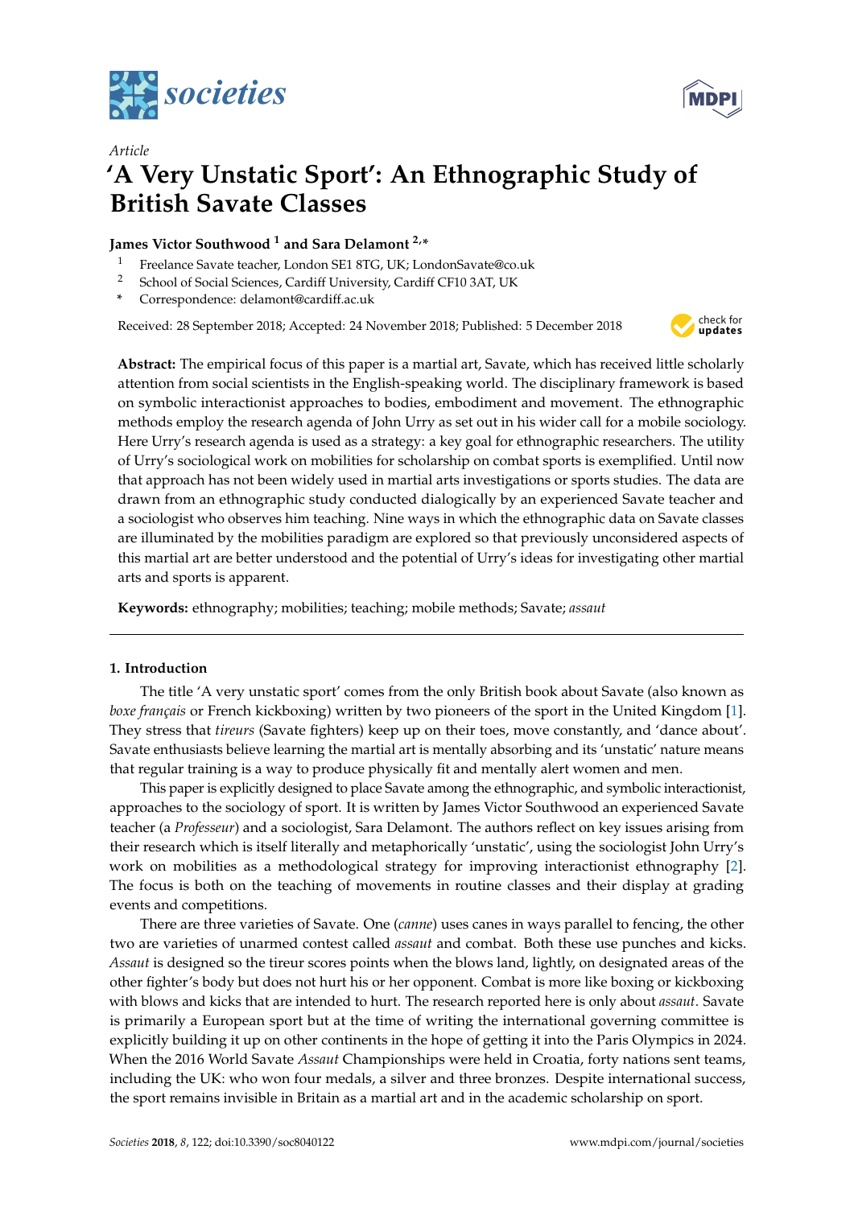Article

# 'A Very Unstatic Sport': An Ethnographic Study of British Savate Classes

**James Victor Southwood [1] and Sara Delamont [2,*]**

[1] Freelance Savate teacher, London SE1 8TG, UK; LondonSavate@co.uk
[2] School of Social Sciences, Cardiff University, Cardiff CF10 3AT, UK
* Correspondence: delamont@cardiff.ac.uk

Received: 28 September 2018; Accepted: 24 November 2018; Published: 5 December 2018

**Abstract:** The empirical focus of this paper is a martial art, Savate, which has received little scholarly attention from social scientists in the English-speaking world. The disciplinary framework is based on symbolic interactionist approaches to bodies, embodiment and movement. The ethnographic methods employ the research agenda of John Urry as set out in his wider call for a mobile sociology. Here Urry's research agenda is used as a strategy: a key goal for ethnographic researchers. The utility of Urry's sociological work on mobilities for scholarship on combat sports is exemplified. Until now that approach has not been widely used in martial arts investigations or sports studies. The data are drawn from an ethnographic study conducted dialogically by an experienced Savate teacher and a sociologist who observes him teaching. Nine ways in which the ethnographic data on Savate classes are illuminated by the mobilities paradigm are explored so that previously unconsidered aspects of this martial art are better understood and the potential of Urry's ideas for investigating other martial arts and sports is apparent.

**Keywords:** ethnography; mobilities; teaching; mobile methods; Savate; *assaut*

## 1. Introduction

The title 'A very unstatic sport' comes from the only British book about Savate (also known as *boxe français* or French kickboxing) written by two pioneers of the sport in the United Kingdom [1]. They stress that *tireurs* (Savate fighters) keep up on their toes, move constantly, and 'dance about'. Savate enthusiasts believe learning the martial art is mentally absorbing and its 'unstatic' nature means that regular training is a way to produce physically fit and mentally alert women and men.

This paper is explicitly designed to place Savate among the ethnographic, and symbolic interactionist, approaches to the sociology of sport. It is written by James Victor Southwood an experienced Savate teacher (a *Professeur*) and a sociologist, Sara Delamont. The authors reflect on key issues arising from their research which is itself literally and metaphorically 'unstatic', using the sociologist John Urry's work on mobilities as a methodological strategy for improving interactionist ethnography [2]. The focus is both on the teaching of movements in routine classes and their display at grading events and competitions.

There are three varieties of Savate. One (*canne*) uses canes in ways parallel to fencing, the other two are varieties of unarmed contest called *assaut* and combat. Both these use punches and kicks. *Assaut* is designed so the tireur scores points when the blows land, lightly, on designated areas of the other fighter's body but does not hurt his or her opponent. Combat is more like boxing or kickboxing with blows and kicks that are intended to hurt. The research reported here is only about *assaut*. Savate is primarily a European sport but at the time of writing the international governing committee is explicitly building it up on other continents in the hope of getting it into the Paris Olympics in 2024. When the 2016 World Savate *Assaut* Championships were held in Croatia, forty nations sent teams, including the UK: who won four medals, a silver and three bronzes. Despite international success, the sport remains invisible in Britain as a martial art and in the academic scholarship on sport.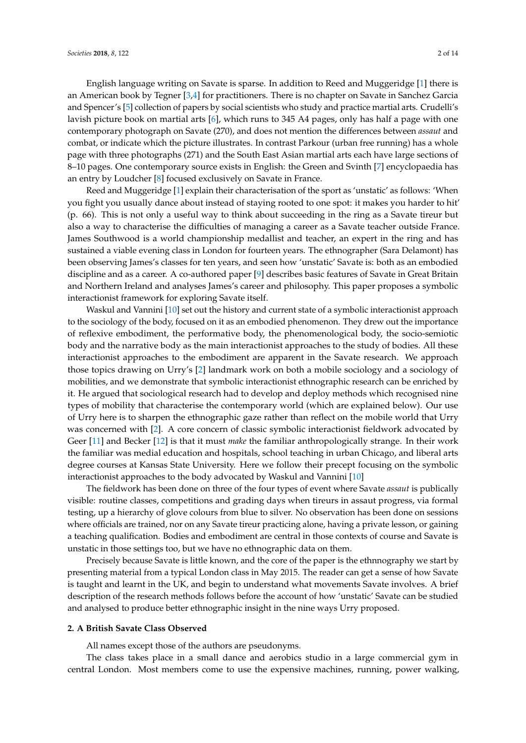English language writing on Savate is sparse. In addition to Reed and Muggeridge [1] there is an American book by Tegner [3,4] for practitioners. There is no chapter on Savate in Sanchez Garcia and Spencer's [5] collection of papers by social scientists who study and practice martial arts. Crudelli's lavish picture book on martial arts [6], which runs to 345 A4 pages, only has half a page with one contemporary photograph on Savate (270), and does not mention the differences between *assaut* and combat, or indicate which the picture illustrates. In contrast Parkour (urban free running) has a whole page with three photographs (271) and the South East Asian martial arts each have large sections of 8–10 pages. One contemporary source exists in English: the Green and Svinth [7] encyclopaedia has an entry by Loudcher [8] focused exclusively on Savate in France.

Reed and Muggeridge [1] explain their characterisation of the sport as 'unstatic' as follows: 'When you fight you usually dance about instead of staying rooted to one spot: it makes you harder to hit' (p. 66). This is not only a useful way to think about succeeding in the ring as a Savate tireur but also a way to characterise the difficulties of managing a career as a Savate teacher outside France. James Southwood is a world championship medallist and teacher, an expert in the ring and has sustained a viable evening class in London for fourteen years. The ethnographer (Sara Delamont) has been observing James's classes for ten years, and seen how 'unstatic' Savate is: both as an embodied discipline and as a career. A co-authored paper [9] describes basic features of Savate in Great Britain and Northern Ireland and analyses James's career and philosophy. This paper proposes a symbolic interactionist framework for exploring Savate itself.

Waskul and Vannini [10] set out the history and current state of a symbolic interactionist approach to the sociology of the body, focused on it as an embodied phenomenon. They drew out the importance of reflexive embodiment, the performative body, the phenomenological body, the socio-semiotic body and the narrative body as the main interactionist approaches to the study of bodies. All these interactionist approaches to the embodiment are apparent in the Savate research. We approach those topics drawing on Urry's [2] landmark work on both a mobile sociology and a sociology of mobilities, and we demonstrate that symbolic interactionist ethnographic research can be enriched by it. He argued that sociological research had to develop and deploy methods which recognised nine types of mobility that characterise the contemporary world (which are explained below). Our use of Urry here is to sharpen the ethnographic gaze rather than reflect on the mobile world that Urry was concerned with [2]. A core concern of classic symbolic interactionist fieldwork advocated by Geer [11] and Becker [12] is that it must *make* the familiar anthropologically strange. In their work the familiar was medial education and hospitals, school teaching in urban Chicago, and liberal arts degree courses at Kansas State University. Here we follow their precept focusing on the symbolic interactionist approaches to the body advocated by Waskul and Vannini [10]

The fieldwork has been done on three of the four types of event where Savate *assaut* is publically visible: routine classes, competitions and grading days when tireurs in assault progress, via formal testing, up a hierarchy of glove colours from blue to silver. No observation has been done on sessions where officials are trained, nor on any Savate tireur practicing alone, having a private lesson, or gaining a teaching qualification. Bodies and embodiment are central in those contexts of course and Savate is unstatic in those settings too, but we have no ethnographic data on them.

Precisely because Savate is little known, and the core of the paper is the ethnnography we start by presenting material from a typical London class in May 2015. The reader can get a sense of how Savate is taught and learnt in the UK, and begin to understand what movements Savate involves. A brief description of the research methods follows before the account of how 'unstatic' Savate can be studied and analysed to produce better ethnographic insight in the nine ways Urry proposed.

## 2. A British Savate Class Observed

All names except those of the authors are pseudonyms.

The class takes place in a small dance and aerobics studio in a large commercial gym in central London. Most members come to use the expensive machines, running, power walking,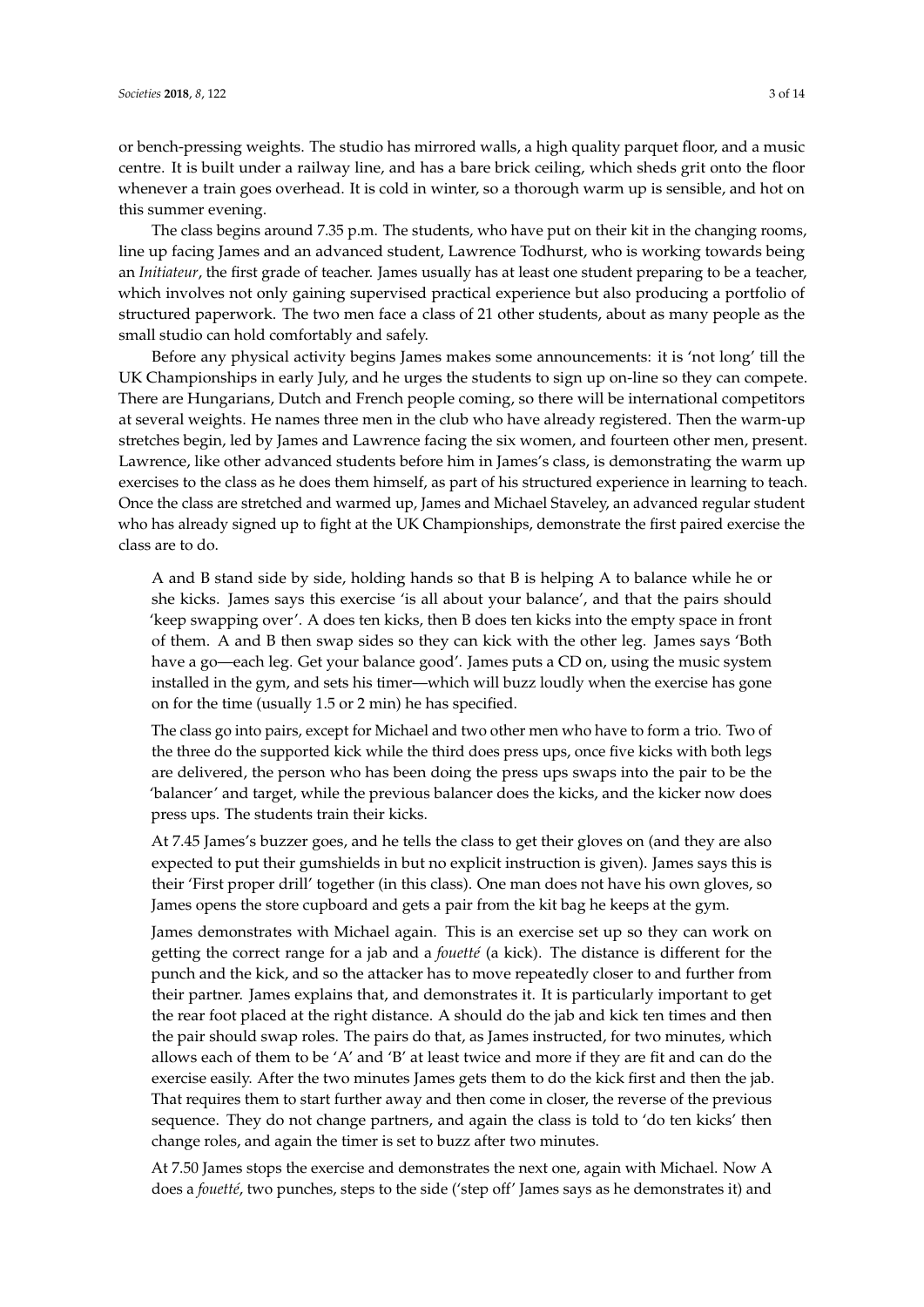or bench-pressing weights. The studio has mirrored walls, a high quality parquet floor, and a music centre. It is built under a railway line, and has a bare brick ceiling, which sheds grit onto the floor whenever a train goes overhead. It is cold in winter, so a thorough warm up is sensible, and hot on this summer evening.

The class begins around 7.35 p.m. The students, who have put on their kit in the changing rooms, line up facing James and an advanced student, Lawrence Todhurst, who is working towards being an *Initiateur*, the first grade of teacher. James usually has at least one student preparing to be a teacher, which involves not only gaining supervised practical experience but also producing a portfolio of structured paperwork. The two men face a class of 21 other students, about as many people as the small studio can hold comfortably and safely.

Before any physical activity begins James makes some announcements: it is 'not long' till the UK Championships in early July, and he urges the students to sign up on-line so they can compete. There are Hungarians, Dutch and French people coming, so there will be international competitors at several weights. He names three men in the club who have already registered. Then the warm-up stretches begin, led by James and Lawrence facing the six women, and fourteen other men, present. Lawrence, like other advanced students before him in James's class, is demonstrating the warm up exercises to the class as he does them himself, as part of his structured experience in learning to teach. Once the class are stretched and warmed up, James and Michael Staveley, an advanced regular student who has already signed up to fight at the UK Championships, demonstrate the first paired exercise the class are to do.

> A and B stand side by side, holding hands so that B is helping A to balance while he or she kicks. James says this exercise 'is all about your balance', and that the pairs should 'keep swapping over'. A does ten kicks, then B does ten kicks into the empty space in front of them. A and B then swap sides so they can kick with the other leg. James says 'Both have a go—each leg. Get your balance good'. James puts a CD on, using the music system installed in the gym, and sets his timer—which will buzz loudly when the exercise has gone on for the time (usually 1.5 or 2 min) he has specified.
>
> The class go into pairs, except for Michael and two other men who have to form a trio. Two of the three do the supported kick while the third does press ups, once five kicks with both legs are delivered, the person who has been doing the press ups swaps into the pair to be the 'balancer' and target, while the previous balancer does the kicks, and the kicker now does press ups. The students train their kicks.
>
> At 7.45 James's buzzer goes, and he tells the class to get their gloves on (and they are also expected to put their gumshields in but no explicit instruction is given). James says this is their 'First proper drill' together (in this class). One man does not have his own gloves, so James opens the store cupboard and gets a pair from the kit bag he keeps at the gym.
>
> James demonstrates with Michael again. This is an exercise set up so they can work on getting the correct range for a jab and a *fouetté* (a kick). The distance is different for the punch and the kick, and so the attacker has to move repeatedly closer to and further from their partner. James explains that, and demonstrates it. It is particularly important to get the rear foot placed at the right distance. A should do the jab and kick ten times and then the pair should swap roles. The pairs do that, as James instructed, for two minutes, which allows each of them to be 'A' and 'B' at least twice and more if they are fit and can do the exercise easily. After the two minutes James gets them to do the kick first and then the jab. That requires them to start further away and then come in closer, the reverse of the previous sequence. They do not change partners, and again the class is told to 'do ten kicks' then change roles, and again the timer is set to buzz after two minutes.
>
> At 7.50 James stops the exercise and demonstrates the next one, again with Michael. Now A does a *fouetté*, two punches, steps to the side ('step off' James says as he demonstrates it) and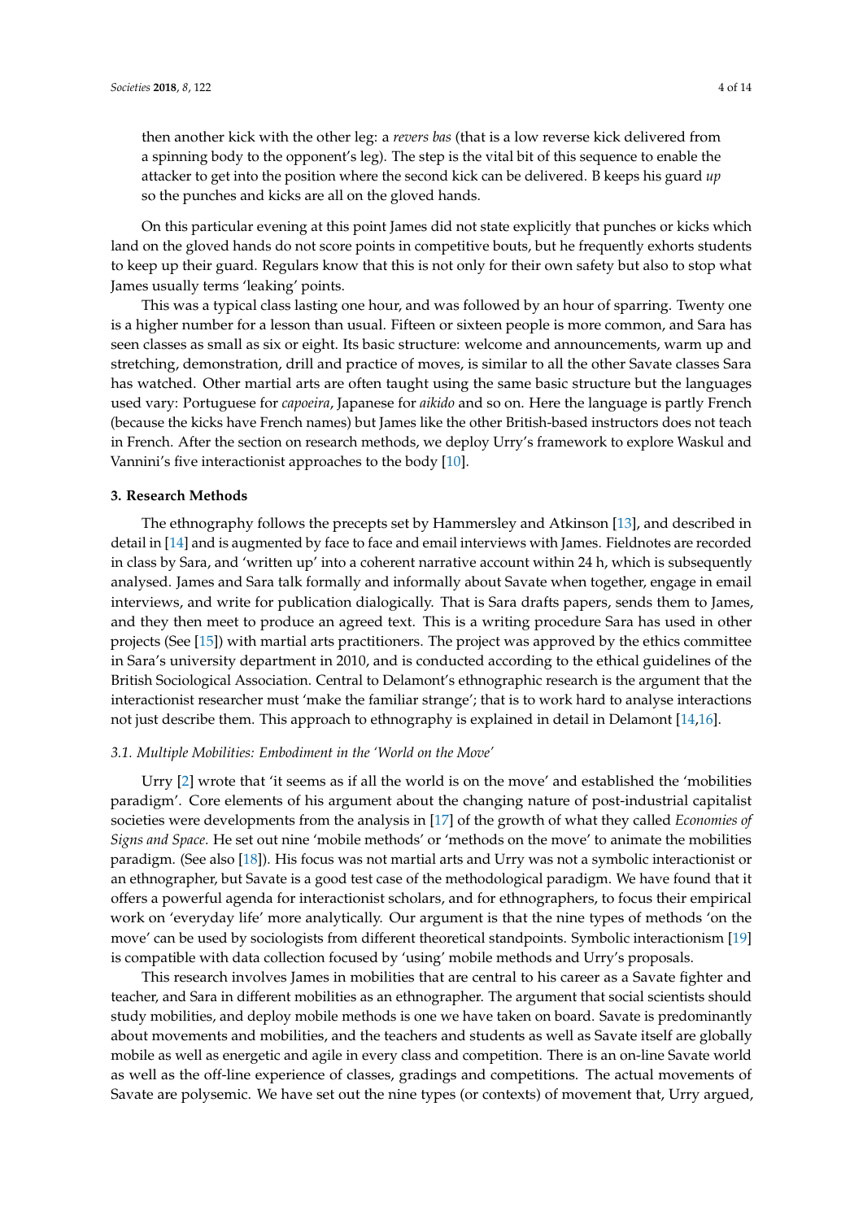then another kick with the other leg: a *revers bas* (that is a low reverse kick delivered from a spinning body to the opponent's leg). The step is the vital bit of this sequence to enable the attacker to get into the position where the second kick can be delivered. B keeps his guard *up* so the punches and kicks are all on the gloved hands.

On this particular evening at this point James did not state explicitly that punches or kicks which land on the gloved hands do not score points in competitive bouts, but he frequently exhorts students to keep up their guard. Regulars know that this is not only for their own safety but also to stop what James usually terms 'leaking' points.

This was a typical class lasting one hour, and was followed by an hour of sparring. Twenty one is a higher number for a lesson than usual. Fifteen or sixteen people is more common, and Sara has seen classes as small as six or eight. Its basic structure: welcome and announcements, warm up and stretching, demonstration, drill and practice of moves, is similar to all the other Savate classes Sara has watched. Other martial arts are often taught using the same basic structure but the languages used vary: Portuguese for *capoeira*, Japanese for *aikido* and so on. Here the language is partly French (because the kicks have French names) but James like the other British-based instructors does not teach in French. After the section on research methods, we deploy Urry's framework to explore Waskul and Vannini's five interactionist approaches to the body [10].

### 3. Research Methods

The ethnography follows the precepts set by Hammersley and Atkinson [13], and described in detail in [14] and is augmented by face to face and email interviews with James. Fieldnotes are recorded in class by Sara, and 'written up' into a coherent narrative account within 24 h, which is subsequently analysed. James and Sara talk formally and informally about Savate when together, engage in email interviews, and write for publication dialogically. That is Sara drafts papers, sends them to James, and they then meet to produce an agreed text. This is a writing procedure Sara has used in other projects (See [15]) with martial arts practitioners. The project was approved by the ethics committee in Sara's university department in 2010, and is conducted according to the ethical guidelines of the British Sociological Association. Central to Delamont's ethnographic research is the argument that the interactionist researcher must 'make the familiar strange'; that is to work hard to analyse interactions not just describe them. This approach to ethnography is explained in detail in Delamont [14,16].

#### *3.1. Multiple Mobilities: Embodiment in the 'World on the Move'*

Urry [2] wrote that 'it seems as if all the world is on the move' and established the 'mobilities paradigm'. Core elements of his argument about the changing nature of post-industrial capitalist societies were developments from the analysis in [17] of the growth of what they called *Economies of Signs and Space*. He set out nine 'mobile methods' or 'methods on the move' to animate the mobilities paradigm. (See also [18]). His focus was not martial arts and Urry was not a symbolic interactionist or an ethnographer, but Savate is a good test case of the methodological paradigm. We have found that it offers a powerful agenda for interactionist scholars, and for ethnographers, to focus their empirical work on 'everyday life' more analytically. Our argument is that the nine types of methods 'on the move' can be used by sociologists from different theoretical standpoints. Symbolic interactionism [19] is compatible with data collection focused by 'using' mobile methods and Urry's proposals.

This research involves James in mobilities that are central to his career as a Savate fighter and teacher, and Sara in different mobilities as an ethnographer. The argument that social scientists should study mobilities, and deploy mobile methods is one we have taken on board. Savate is predominantly about movements and mobilities, and the teachers and students as well as Savate itself are globally mobile as well as energetic and agile in every class and competition. There is an on-line Savate world as well as the off-line experience of classes, gradings and competitions. The actual movements of Savate are polysemic. We have set out the nine types (or contexts) of movement that, Urry argued,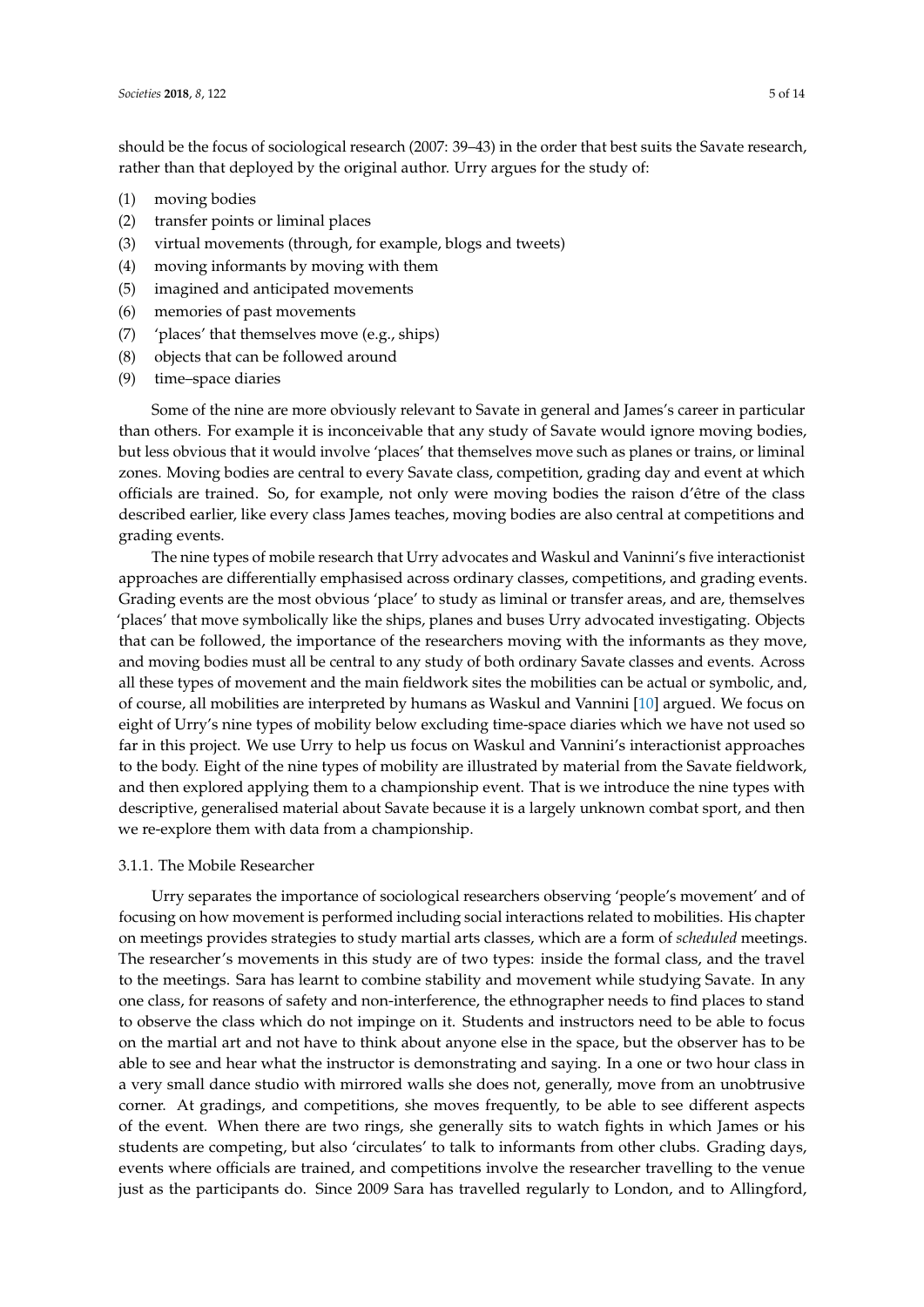should be the focus of sociological research (2007: 39–43) in the order that best suits the Savate research, rather than that deployed by the original author. Urry argues for the study of:

(1) moving bodies
(2) transfer points or liminal places
(3) virtual movements (through, for example, blogs and tweets)
(4) moving informants by moving with them
(5) imagined and anticipated movements
(6) memories of past movements
(7) 'places' that themselves move (e.g., ships)
(8) objects that can be followed around
(9) time–space diaries

Some of the nine are more obviously relevant to Savate in general and James's career in particular than others. For example it is inconceivable that any study of Savate would ignore moving bodies, but less obvious that it would involve 'places' that themselves move such as planes or trains, or liminal zones. Moving bodies are central to every Savate class, competition, grading day and event at which officials are trained. So, for example, not only were moving bodies the raison d'être of the class described earlier, like every class James teaches, moving bodies are also central at competitions and grading events.

The nine types of mobile research that Urry advocates and Waskul and Vaninni's five interactionist approaches are differentially emphasised across ordinary classes, competitions, and grading events. Grading events are the most obvious 'place' to study as liminal or transfer areas, and are, themselves 'places' that move symbolically like the ships, planes and buses Urry advocated investigating. Objects that can be followed, the importance of the researchers moving with the informants as they move, and moving bodies must all be central to any study of both ordinary Savate classes and events. Across all these types of movement and the main fieldwork sites the mobilities can be actual or symbolic, and, of course, all mobilities are interpreted by humans as Waskul and Vannini [10] argued. We focus on eight of Urry's nine types of mobility below excluding time-space diaries which we have not used so far in this project. We use Urry to help us focus on Waskul and Vannini's interactionist approaches to the body. Eight of the nine types of mobility are illustrated by material from the Savate fieldwork, and then explored applying them to a championship event. That is we introduce the nine types with descriptive, generalised material about Savate because it is a largely unknown combat sport, and then we re-explore them with data from a championship.

#### 3.1.1. The Mobile Researcher

Urry separates the importance of sociological researchers observing 'people's movement' and of focusing on how movement is performed including social interactions related to mobilities. His chapter on meetings provides strategies to study martial arts classes, which are a form of *scheduled* meetings. The researcher's movements in this study are of two types: inside the formal class, and the travel to the meetings. Sara has learnt to combine stability and movement while studying Savate. In any one class, for reasons of safety and non-interference, the ethnographer needs to find places to stand to observe the class which do not impinge on it. Students and instructors need to be able to focus on the martial art and not have to think about anyone else in the space, but the observer has to be able to see and hear what the instructor is demonstrating and saying. In a one or two hour class in a very small dance studio with mirrored walls she does not, generally, move from an unobtrusive corner. At gradings, and competitions, she moves frequently, to be able to see different aspects of the event. When there are two rings, she generally sits to watch fights in which James or his students are competing, but also 'circulates' to talk to informants from other clubs. Grading days, events where officials are trained, and competitions involve the researcher travelling to the venue just as the participants do. Since 2009 Sara has travelled regularly to London, and to Allingford,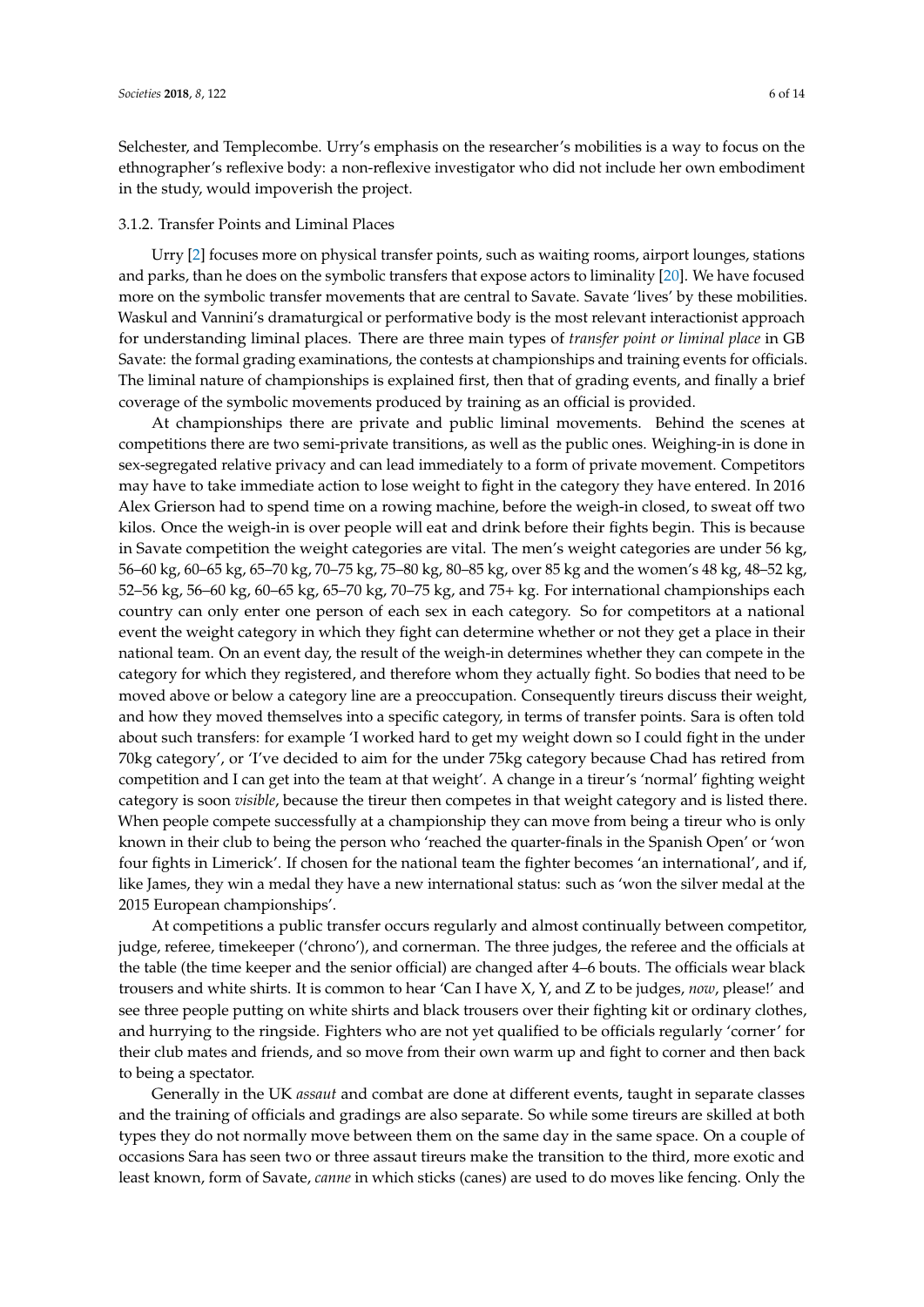Selchester, and Templecombe. Urry's emphasis on the researcher's mobilities is a way to focus on the ethnographer's reflexive body: a non-reflexive investigator who did not include her own embodiment in the study, would impoverish the project.

#### 3.1.2. Transfer Points and Liminal Places

Urry [2] focuses more on physical transfer points, such as waiting rooms, airport lounges, stations and parks, than he does on the symbolic transfers that expose actors to liminality [20]. We have focused more on the symbolic transfer movements that are central to Savate. Savate 'lives' by these mobilities. Waskul and Vannini's dramaturgical or performative body is the most relevant interactionist approach for understanding liminal places. There are three main types of *transfer point or liminal place* in GB Savate: the formal grading examinations, the contests at championships and training events for officials. The liminal nature of championships is explained first, then that of grading events, and finally a brief coverage of the symbolic movements produced by training as an official is provided.

At championships there are private and public liminal movements. Behind the scenes at competitions there are two semi-private transitions, as well as the public ones. Weighing-in is done in sex-segregated relative privacy and can lead immediately to a form of private movement. Competitors may have to take immediate action to lose weight to fight in the category they have entered. In 2016 Alex Grierson had to spend time on a rowing machine, before the weigh-in closed, to sweat off two kilos. Once the weigh-in is over people will eat and drink before their fights begin. This is because in Savate competition the weight categories are vital. The men's weight categories are under 56 kg, 56–60 kg, 60–65 kg, 65–70 kg, 70–75 kg, 75–80 kg, 80–85 kg, over 85 kg and the women's 48 kg, 48–52 kg, 52–56 kg, 56–60 kg, 60–65 kg, 65–70 kg, 70–75 kg, and 75+ kg. For international championships each country can only enter one person of each sex in each category. So for competitors at a national event the weight category in which they fight can determine whether or not they get a place in their national team. On an event day, the result of the weigh-in determines whether they can compete in the category for which they registered, and therefore whom they actually fight. So bodies that need to be moved above or below a category line are a preoccupation. Consequently tireurs discuss their weight, and how they moved themselves into a specific category, in terms of transfer points. Sara is often told about such transfers: for example 'I worked hard to get my weight down so I could fight in the under 70kg category', or 'I've decided to aim for the under 75kg category because Chad has retired from competition and I can get into the team at that weight'. A change in a tireur's 'normal' fighting weight category is soon *visible*, because the tireur then competes in that weight category and is listed there. When people compete successfully at a championship they can move from being a tireur who is only known in their club to being the person who 'reached the quarter-finals in the Spanish Open' or 'won four fights in Limerick'. If chosen for the national team the fighter becomes 'an international', and if, like James, they win a medal they have a new international status: such as 'won the silver medal at the 2015 European championships'.

At competitions a public transfer occurs regularly and almost continually between competitor, judge, referee, timekeeper ('chrono'), and cornerman. The three judges, the referee and the officials at the table (the time keeper and the senior official) are changed after 4–6 bouts. The officials wear black trousers and white shirts. It is common to hear 'Can I have X, Y, and Z to be judges, *now*, please!' and see three people putting on white shirts and black trousers over their fighting kit or ordinary clothes, and hurrying to the ringside. Fighters who are not yet qualified to be officials regularly 'corner' for their club mates and friends, and so move from their own warm up and fight to corner and then back to being a spectator.

Generally in the UK *assaut* and combat are done at different events, taught in separate classes and the training of officials and gradings are also separate. So while some tireurs are skilled at both types they do not normally move between them on the same day in the same space. On a couple of occasions Sara has seen two or three assaut tireurs make the transition to the third, more exotic and least known, form of Savate, *canne* in which sticks (canes) are used to do moves like fencing. Only the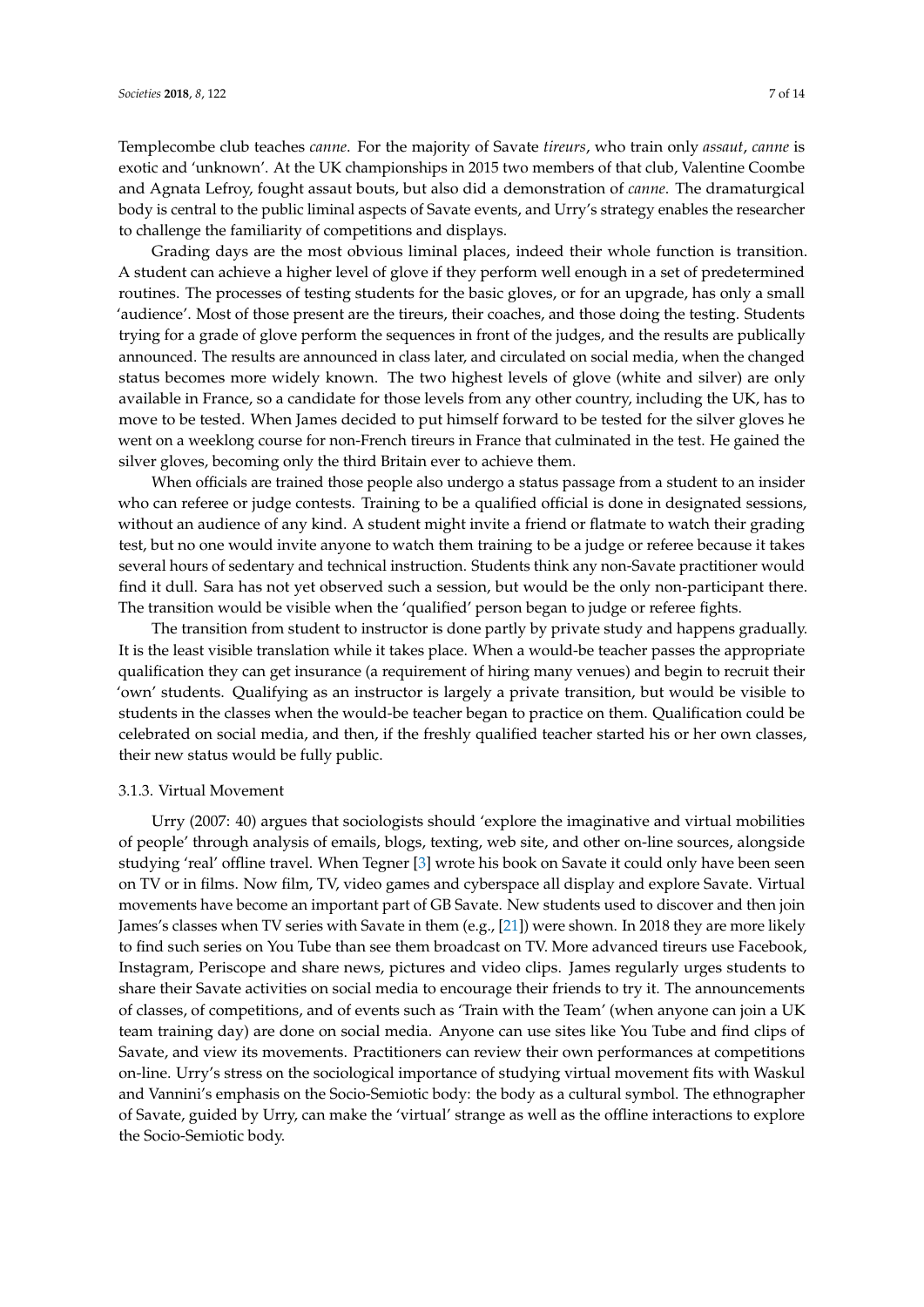Templecombe club teaches *canne*. For the majority of Savate *tireurs*, who train only *assaut*, *canne* is exotic and 'unknown'. At the UK championships in 2015 two members of that club, Valentine Coombe and Agnata Lefroy, fought assault bouts, but also did a demonstration of *canne*. The dramaturgical body is central to the public liminal aspects of Savate events, and Urry's strategy enables the researcher to challenge the familiarity of competitions and displays.

Grading days are the most obvious liminal places, indeed their whole function is transition. A student can achieve a higher level of glove if they perform well enough in a set of predetermined routines. The processes of testing students for the basic gloves, or for an upgrade, has only a small 'audience'. Most of those present are the tireurs, their coaches, and those doing the testing. Students trying for a grade of glove perform the sequences in front of the judges, and the results are publically announced. The results are announced in class later, and circulated on social media, when the changed status becomes more widely known. The two highest levels of glove (white and silver) are only available in France, so a candidate for those levels from any other country, including the UK, has to move to be tested. When James decided to put himself forward to be tested for the silver gloves he went on a weeklong course for non-French tireurs in France that culminated in the test. He gained the silver gloves, becoming only the third Britain ever to achieve them.

When officials are trained those people also undergo a status passage from a student to an insider who can referee or judge contests. Training to be a qualified official is done in designated sessions, without an audience of any kind. A student might invite a friend or flatmate to watch their grading test, but no one would invite anyone to watch them training to be a judge or referee because it takes several hours of sedentary and technical instruction. Students think any non-Savate practitioner would find it dull. Sara has not yet observed such a session, but would be the only non-participant there. The transition would be visible when the 'qualified' person began to judge or referee fights.

The transition from student to instructor is done partly by private study and happens gradually. It is the least visible translation while it takes place. When a would-be teacher passes the appropriate qualification they can get insurance (a requirement of hiring many venues) and begin to recruit their 'own' students. Qualifying as an instructor is largely a private transition, but would be visible to students in the classes when the would-be teacher began to practice on them. Qualification could be celebrated on social media, and then, if the freshly qualified teacher started his or her own classes, their new status would be fully public.

#### 3.1.3. Virtual Movement

Urry (2007: 40) argues that sociologists should 'explore the imaginative and virtual mobilities of people' through analysis of emails, blogs, texting, web site, and other on-line sources, alongside studying 'real' offline travel. When Tegner [3] wrote his book on Savate it could only have been seen on TV or in films. Now film, TV, video games and cyberspace all display and explore Savate. Virtual movements have become an important part of GB Savate. New students used to discover and then join James's classes when TV series with Savate in them (e.g., [21]) were shown. In 2018 they are more likely to find such series on You Tube than see them broadcast on TV. More advanced tireurs use Facebook, Instagram, Periscope and share news, pictures and video clips. James regularly urges students to share their Savate activities on social media to encourage their friends to try it. The announcements of classes, of competitions, and of events such as 'Train with the Team' (when anyone can join a UK team training day) are done on social media. Anyone can use sites like You Tube and find clips of Savate, and view its movements. Practitioners can review their own performances at competitions on-line. Urry's stress on the sociological importance of studying virtual movement fits with Waskul and Vannini's emphasis on the Socio-Semiotic body: the body as a cultural symbol. The ethnographer of Savate, guided by Urry, can make the 'virtual' strange as well as the offline interactions to explore the Socio-Semiotic body.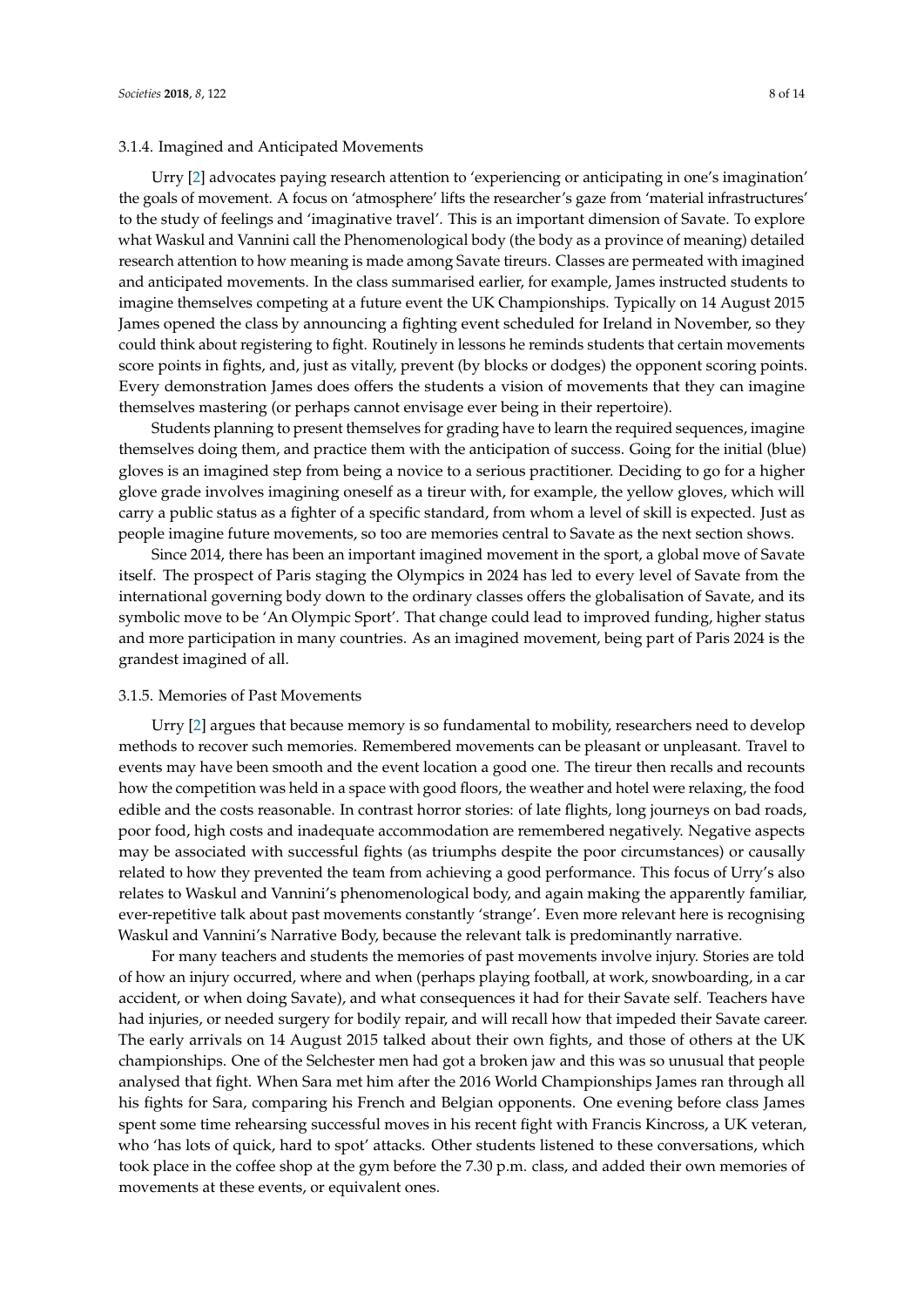#### 3.1.4. Imagined and Anticipated Movements

Urry [2] advocates paying research attention to 'experiencing or anticipating in one's imagination' the goals of movement. A focus on 'atmosphere' lifts the researcher's gaze from 'material infrastructures' to the study of feelings and 'imaginative travel'. This is an important dimension of Savate. To explore what Waskul and Vannini call the Phenomenological body (the body as a province of meaning) detailed research attention to how meaning is made among Savate tireurs. Classes are permeated with imagined and anticipated movements. In the class summarised earlier, for example, James instructed students to imagine themselves competing at a future event the UK Championships. Typically on 14 August 2015 James opened the class by announcing a fighting event scheduled for Ireland in November, so they could think about registering to fight. Routinely in lessons he reminds students that certain movements score points in fights, and, just as vitally, prevent (by blocks or dodges) the opponent scoring points. Every demonstration James does offers the students a vision of movements that they can imagine themselves mastering (or perhaps cannot envisage ever being in their repertoire).

Students planning to present themselves for grading have to learn the required sequences, imagine themselves doing them, and practice them with the anticipation of success. Going for the initial (blue) gloves is an imagined step from being a novice to a serious practitioner. Deciding to go for a higher glove grade involves imagining oneself as a tireur with, for example, the yellow gloves, which will carry a public status as a fighter of a specific standard, from whom a level of skill is expected. Just as people imagine future movements, so too are memories central to Savate as the next section shows.

Since 2014, there has been an important imagined movement in the sport, a global move of Savate itself. The prospect of Paris staging the Olympics in 2024 has led to every level of Savate from the international governing body down to the ordinary classes offers the globalisation of Savate, and its symbolic move to be 'An Olympic Sport'. That change could lead to improved funding, higher status and more participation in many countries. As an imagined movement, being part of Paris 2024 is the grandest imagined of all.

#### 3.1.5. Memories of Past Movements

Urry [2] argues that because memory is so fundamental to mobility, researchers need to develop methods to recover such memories. Remembered movements can be pleasant or unpleasant. Travel to events may have been smooth and the event location a good one. The tireur then recalls and recounts how the competition was held in a space with good floors, the weather and hotel were relaxing, the food edible and the costs reasonable. In contrast horror stories: of late flights, long journeys on bad roads, poor food, high costs and inadequate accommodation are remembered negatively. Negative aspects may be associated with successful fights (as triumphs despite the poor circumstances) or causally related to how they prevented the team from achieving a good performance. This focus of Urry's also relates to Waskul and Vannini's phenomenological body, and again making the apparently familiar, ever-repetitive talk about past movements constantly 'strange'. Even more relevant here is recognising Waskul and Vannini's Narrative Body, because the relevant talk is predominantly narrative.

For many teachers and students the memories of past movements involve injury. Stories are told of how an injury occurred, where and when (perhaps playing football, at work, snowboarding, in a car accident, or when doing Savate), and what consequences it had for their Savate self. Teachers have had injuries, or needed surgery for bodily repair, and will recall how that impeded their Savate career. The early arrivals on 14 August 2015 talked about their own fights, and those of others at the UK championships. One of the Selchester men had got a broken jaw and this was so unusual that people analysed that fight. When Sara met him after the 2016 World Championships James ran through all his fights for Sara, comparing his French and Belgian opponents. One evening before class James spent some time rehearsing successful moves in his recent fight with Francis Kincross, a UK veteran, who 'has lots of quick, hard to spot' attacks. Other students listened to these conversations, which took place in the coffee shop at the gym before the 7.30 p.m. class, and added their own memories of movements at these events, or equivalent ones.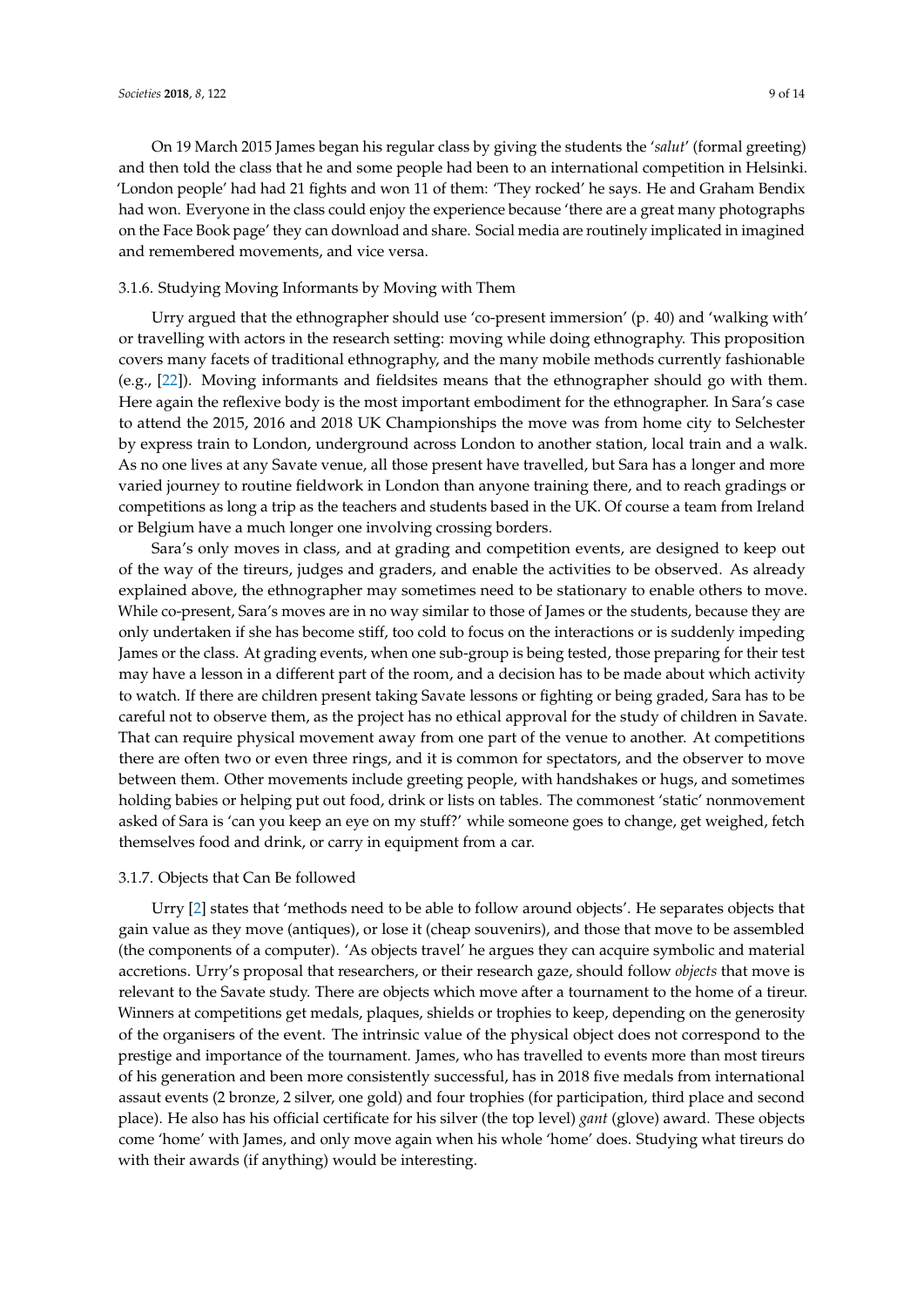On 19 March 2015 James began his regular class by giving the students the '*salut*' (formal greeting) and then told the class that he and some people had been to an international competition in Helsinki. 'London people' had had 21 fights and won 11 of them: 'They rocked' he says. He and Graham Bendix had won. Everyone in the class could enjoy the experience because 'there are a great many photographs on the Face Book page' they can download and share. Social media are routinely implicated in imagined and remembered movements, and vice versa.

### 3.1.6. Studying Moving Informants by Moving with Them

Urry argued that the ethnographer should use 'co-present immersion' (p. 40) and 'walking with' or travelling with actors in the research setting: moving while doing ethnography. This proposition covers many facets of traditional ethnography, and the many mobile methods currently fashionable (e.g., [22]). Moving informants and fieldsites means that the ethnographer should go with them. Here again the reflexive body is the most important embodiment for the ethnographer. In Sara's case to attend the 2015, 2016 and 2018 UK Championships the move was from home city to Selchester by express train to London, underground across London to another station, local train and a walk. As no one lives at any Savate venue, all those present have travelled, but Sara has a longer and more varied journey to routine fieldwork in London than anyone training there, and to reach gradings or competitions as long a trip as the teachers and students based in the UK. Of course a team from Ireland or Belgium have a much longer one involving crossing borders.

Sara's only moves in class, and at grading and competition events, are designed to keep out of the way of the tireurs, judges and graders, and enable the activities to be observed. As already explained above, the ethnographer may sometimes need to be stationary to enable others to move. While co-present, Sara's moves are in no way similar to those of James or the students, because they are only undertaken if she has become stiff, too cold to focus on the interactions or is suddenly impeding James or the class. At grading events, when one sub-group is being tested, those preparing for their test may have a lesson in a different part of the room, and a decision has to be made about which activity to watch. If there are children present taking Savate lessons or fighting or being graded, Sara has to be careful not to observe them, as the project has no ethical approval for the study of children in Savate. That can require physical movement away from one part of the venue to another. At competitions there are often two or even three rings, and it is common for spectators, and the observer to move between them. Other movements include greeting people, with handshakes or hugs, and sometimes holding babies or helping put out food, drink or lists on tables. The commonest 'static' nonmovement asked of Sara is 'can you keep an eye on my stuff?' while someone goes to change, get weighed, fetch themselves food and drink, or carry in equipment from a car.

### 3.1.7. Objects that Can Be followed

Urry [2] states that 'methods need to be able to follow around objects'. He separates objects that gain value as they move (antiques), or lose it (cheap souvenirs), and those that move to be assembled (the components of a computer). 'As objects travel' he argues they can acquire symbolic and material accretions. Urry's proposal that researchers, or their research gaze, should follow *objects* that move is relevant to the Savate study. There are objects which move after a tournament to the home of a tireur. Winners at competitions get medals, plaques, shields or trophies to keep, depending on the generosity of the organisers of the event. The intrinsic value of the physical object does not correspond to the prestige and importance of the tournament. James, who has travelled to events more than most tireurs of his generation and been more consistently successful, has in 2018 five medals from international assaut events (2 bronze, 2 silver, one gold) and four trophies (for participation, third place and second place). He also has his official certificate for his silver (the top level) *gant* (glove) award. These objects come 'home' with James, and only move again when his whole 'home' does. Studying what tireurs do with their awards (if anything) would be interesting.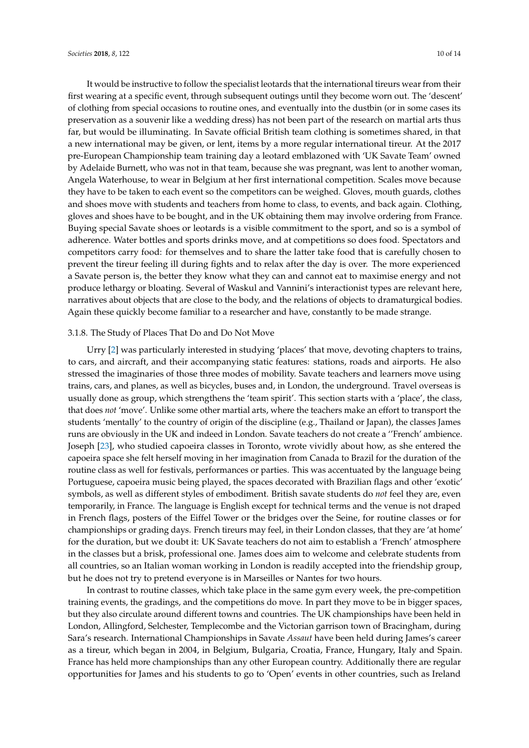It would be instructive to follow the specialist leotards that the international tireurs wear from their first wearing at a specific event, through subsequent outings until they become worn out. The 'descent' of clothing from special occasions to routine ones, and eventually into the dustbin (or in some cases its preservation as a souvenir like a wedding dress) has not been part of the research on martial arts thus far, but would be illuminating. In Savate official British team clothing is sometimes shared, in that a new international may be given, or lent, items by a more regular international tireur. At the 2017 pre-European Championship team training day a leotard emblazoned with 'UK Savate Team' owned by Adelaide Burnett, who was not in that team, because she was pregnant, was lent to another woman, Angela Waterhouse, to wear in Belgium at her first international competition. Scales move because they have to be taken to each event so the competitors can be weighed. Gloves, mouth guards, clothes and shoes move with students and teachers from home to class, to events, and back again. Clothing, gloves and shoes have to be bought, and in the UK obtaining them may involve ordering from France. Buying special Savate shoes or leotards is a visible commitment to the sport, and so is a symbol of adherence. Water bottles and sports drinks move, and at competitions so does food. Spectators and competitors carry food: for themselves and to share the latter take food that is carefully chosen to prevent the tireur feeling ill during fights and to relax after the day is over. The more experienced a Savate person is, the better they know what they can and cannot eat to maximise energy and not produce lethargy or bloating. Several of Waskul and Vannini's interactionist types are relevant here, narratives about objects that are close to the body, and the relations of objects to dramaturgical bodies. Again these quickly become familiar to a researcher and have, constantly to be made strange.

### 3.1.8. The Study of Places That Do and Do Not Move

Urry [2] was particularly interested in studying 'places' that move, devoting chapters to trains, to cars, and aircraft, and their accompanying static features: stations, roads and airports. He also stressed the imaginaries of those three modes of mobility. Savate teachers and learners move using trains, cars, and planes, as well as bicycles, buses and, in London, the underground. Travel overseas is usually done as group, which strengthens the 'team spirit'. This section starts with a 'place', the class, that does *not* 'move'. Unlike some other martial arts, where the teachers make an effort to transport the students 'mentally' to the country of origin of the discipline (e.g., Thailand or Japan), the classes James runs are obviously in the UK and indeed in London. Savate teachers do not create a ''French' ambience. Joseph [23], who studied capoeira classes in Toronto, wrote vividly about how, as she entered the capoeira space she felt herself moving in her imagination from Canada to Brazil for the duration of the routine class as well for festivals, performances or parties. This was accentuated by the language being Portuguese, capoeira music being played, the spaces decorated with Brazilian flags and other 'exotic' symbols, as well as different styles of embodiment. British savate students do *not* feel they are, even temporarily, in France. The language is English except for technical terms and the venue is not draped in French flags, posters of the Eiffel Tower or the bridges over the Seine, for routine classes or for championships or grading days. French tireurs may feel, in their London classes, that they are 'at home' for the duration, but we doubt it: UK Savate teachers do not aim to establish a 'French' atmosphere in the classes but a brisk, professional one. James does aim to welcome and celebrate students from all countries, so an Italian woman working in London is readily accepted into the friendship group, but he does not try to pretend everyone is in Marseilles or Nantes for two hours.

In contrast to routine classes, which take place in the same gym every week, the pre-competition training events, the gradings, and the competitions do move. In part they move to be in bigger spaces, but they also circulate around different towns and countries. The UK championships have been held in London, Allingford, Selchester, Templecombe and the Victorian garrison town of Bracingham, during Sara's research. International Championships in Savate *Assaut* have been held during James's career as a tireur, which began in 2004, in Belgium, Bulgaria, Croatia, France, Hungary, Italy and Spain. France has held more championships than any other European country. Additionally there are regular opportunities for James and his students to go to 'Open' events in other countries, such as Ireland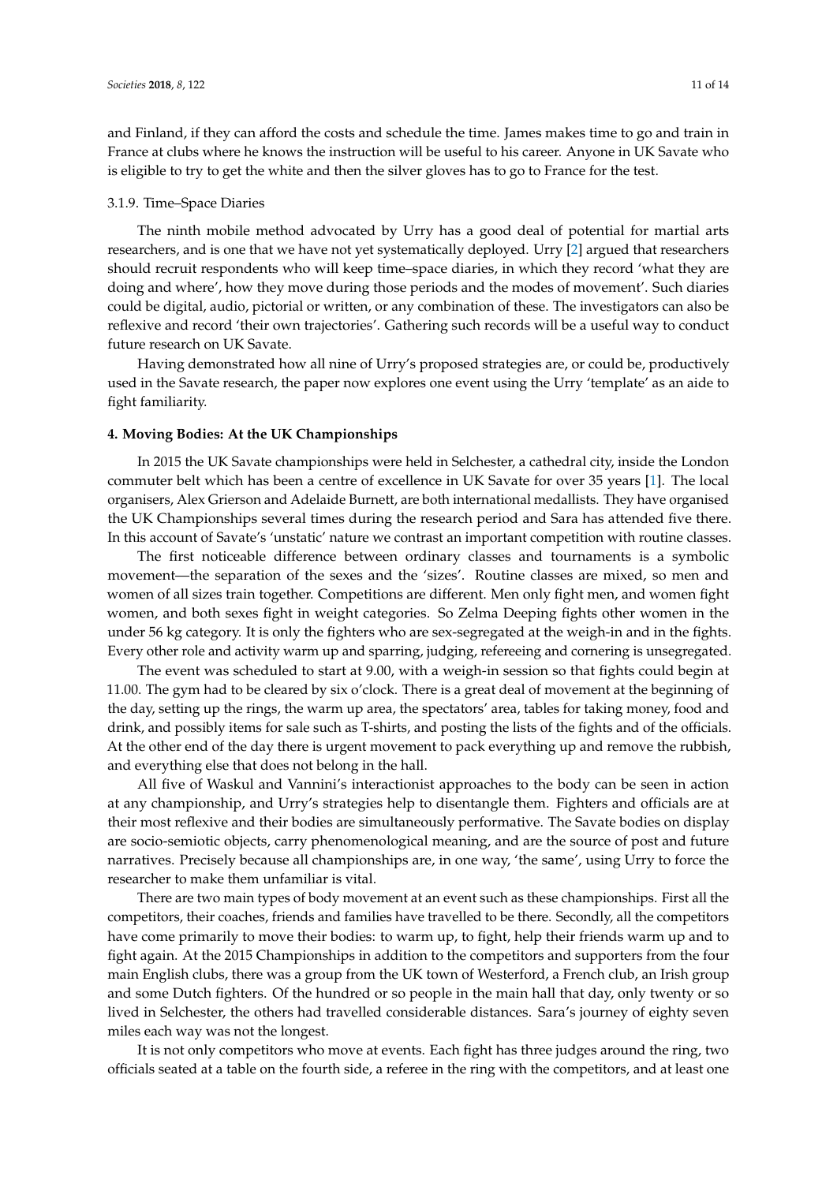and Finland, if they can afford the costs and schedule the time. James makes time to go and train in France at clubs where he knows the instruction will be useful to his career. Anyone in UK Savate who is eligible to try to get the white and then the silver gloves has to go to France for the test.

#### 3.1.9. Time–Space Diaries

The ninth mobile method advocated by Urry has a good deal of potential for martial arts researchers, and is one that we have not yet systematically deployed. Urry [2] argued that researchers should recruit respondents who will keep time–space diaries, in which they record 'what they are doing and where', how they move during those periods and the modes of movement'. Such diaries could be digital, audio, pictorial or written, or any combination of these. The investigators can also be reflexive and record 'their own trajectories'. Gathering such records will be a useful way to conduct future research on UK Savate.

Having demonstrated how all nine of Urry's proposed strategies are, or could be, productively used in the Savate research, the paper now explores one event using the Urry 'template' as an aide to fight familiarity.

## 4. Moving Bodies: At the UK Championships

In 2015 the UK Savate championships were held in Selchester, a cathedral city, inside the London commuter belt which has been a centre of excellence in UK Savate for over 35 years [1]. The local organisers, Alex Grierson and Adelaide Burnett, are both international medallists. They have organised the UK Championships several times during the research period and Sara has attended five there. In this account of Savate's 'unstatic' nature we contrast an important competition with routine classes.

The first noticeable difference between ordinary classes and tournaments is a symbolic movement—the separation of the sexes and the 'sizes'. Routine classes are mixed, so men and women of all sizes train together. Competitions are different. Men only fight men, and women fight women, and both sexes fight in weight categories. So Zelma Deeping fights other women in the under 56 kg category. It is only the fighters who are sex-segregated at the weigh-in and in the fights. Every other role and activity warm up and sparring, judging, refereeing and cornering is unsegregated.

The event was scheduled to start at 9.00, with a weigh-in session so that fights could begin at 11.00. The gym had to be cleared by six o'clock. There is a great deal of movement at the beginning of the day, setting up the rings, the warm up area, the spectators' area, tables for taking money, food and drink, and possibly items for sale such as T-shirts, and posting the lists of the fights and of the officials. At the other end of the day there is urgent movement to pack everything up and remove the rubbish, and everything else that does not belong in the hall.

All five of Waskul and Vannini's interactionist approaches to the body can be seen in action at any championship, and Urry's strategies help to disentangle them. Fighters and officials are at their most reflexive and their bodies are simultaneously performative. The Savate bodies on display are socio-semiotic objects, carry phenomenological meaning, and are the source of post and future narratives. Precisely because all championships are, in one way, 'the same', using Urry to force the researcher to make them unfamiliar is vital.

There are two main types of body movement at an event such as these championships. First all the competitors, their coaches, friends and families have travelled to be there. Secondly, all the competitors have come primarily to move their bodies: to warm up, to fight, help their friends warm up and to fight again. At the 2015 Championships in addition to the competitors and supporters from the four main English clubs, there was a group from the UK town of Westerford, a French club, an Irish group and some Dutch fighters. Of the hundred or so people in the main hall that day, only twenty or so lived in Selchester, the others had travelled considerable distances. Sara's journey of eighty seven miles each way was not the longest.

It is not only competitors who move at events. Each fight has three judges around the ring, two officials seated at a table on the fourth side, a referee in the ring with the competitors, and at least one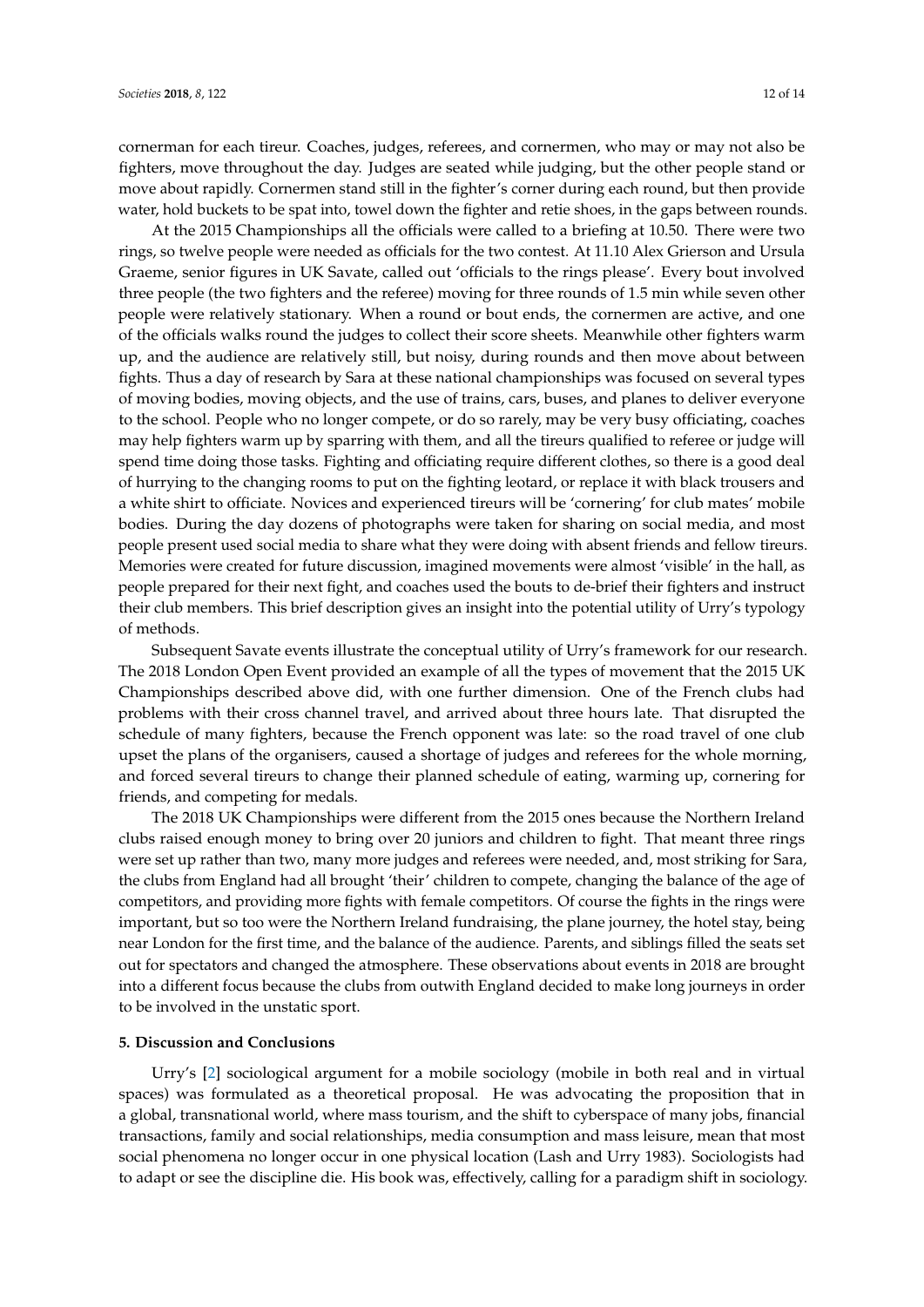cornerman for each tireur. Coaches, judges, referees, and cornermen, who may or may not also be fighters, move throughout the day. Judges are seated while judging, but the other people stand or move about rapidly. Cornermen stand still in the fighter's corner during each round, but then provide water, hold buckets to be spat into, towel down the fighter and retie shoes, in the gaps between rounds.

At the 2015 Championships all the officials were called to a briefing at 10.50. There were two rings, so twelve people were needed as officials for the two contest. At 11.10 Alex Grierson and Ursula Graeme, senior figures in UK Savate, called out 'officials to the rings please'. Every bout involved three people (the two fighters and the referee) moving for three rounds of 1.5 min while seven other people were relatively stationary. When a round or bout ends, the cornermen are active, and one of the officials walks round the judges to collect their score sheets. Meanwhile other fighters warm up, and the audience are relatively still, but noisy, during rounds and then move about between fights. Thus a day of research by Sara at these national championships was focused on several types of moving bodies, moving objects, and the use of trains, cars, buses, and planes to deliver everyone to the school. People who no longer compete, or do so rarely, may be very busy officiating, coaches may help fighters warm up by sparring with them, and all the tireurs qualified to referee or judge will spend time doing those tasks. Fighting and officiating require different clothes, so there is a good deal of hurrying to the changing rooms to put on the fighting leotard, or replace it with black trousers and a white shirt to officiate. Novices and experienced tireurs will be 'cornering' for club mates' mobile bodies. During the day dozens of photographs were taken for sharing on social media, and most people present used social media to share what they were doing with absent friends and fellow tireurs. Memories were created for future discussion, imagined movements were almost 'visible' in the hall, as people prepared for their next fight, and coaches used the bouts to de-brief their fighters and instruct their club members. This brief description gives an insight into the potential utility of Urry's typology of methods.

Subsequent Savate events illustrate the conceptual utility of Urry's framework for our research. The 2018 London Open Event provided an example of all the types of movement that the 2015 UK Championships described above did, with one further dimension. One of the French clubs had problems with their cross channel travel, and arrived about three hours late. That disrupted the schedule of many fighters, because the French opponent was late: so the road travel of one club upset the plans of the organisers, caused a shortage of judges and referees for the whole morning, and forced several tireurs to change their planned schedule of eating, warming up, cornering for friends, and competing for medals.

The 2018 UK Championships were different from the 2015 ones because the Northern Ireland clubs raised enough money to bring over 20 juniors and children to fight. That meant three rings were set up rather than two, many more judges and referees were needed, and, most striking for Sara, the clubs from England had all brought 'their' children to compete, changing the balance of the age of competitors, and providing more fights with female competitors. Of course the fights in the rings were important, but so too were the Northern Ireland fundraising, the plane journey, the hotel stay, being near London for the first time, and the balance of the audience. Parents, and siblings filled the seats set out for spectators and changed the atmosphere. These observations about events in 2018 are brought into a different focus because the clubs from outwith England decided to make long journeys in order to be involved in the unstatic sport.

## 5. Discussion and Conclusions

Urry's [2] sociological argument for a mobile sociology (mobile in both real and in virtual spaces) was formulated as a theoretical proposal. He was advocating the proposition that in a global, transnational world, where mass tourism, and the shift to cyberspace of many jobs, financial transactions, family and social relationships, media consumption and mass leisure, mean that most social phenomena no longer occur in one physical location (Lash and Urry 1983). Sociologists had to adapt or see the discipline die. His book was, effectively, calling for a paradigm shift in sociology.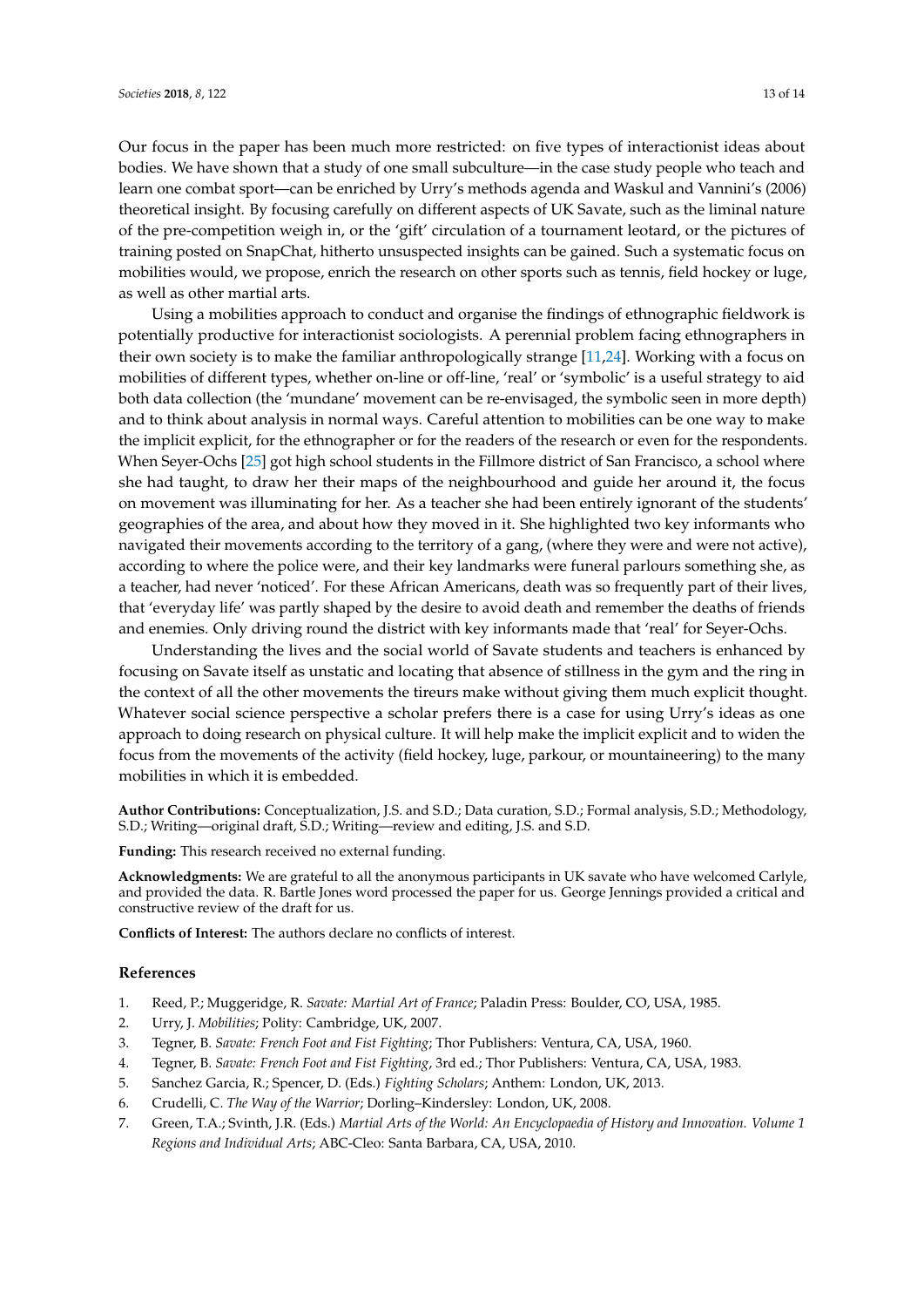Our focus in the paper has been much more restricted: on five types of interactionist ideas about bodies. We have shown that a study of one small subculture—in the case study people who teach and learn one combat sport—can be enriched by Urry's methods agenda and Waskul and Vannini's (2006) theoretical insight. By focusing carefully on different aspects of UK Savate, such as the liminal nature of the pre-competition weigh in, or the 'gift' circulation of a tournament leotard, or the pictures of training posted on SnapChat, hitherto unsuspected insights can be gained. Such a systematic focus on mobilities would, we propose, enrich the research on other sports such as tennis, field hockey or luge, as well as other martial arts.

Using a mobilities approach to conduct and organise the findings of ethnographic fieldwork is potentially productive for interactionist sociologists. A perennial problem facing ethnographers in their own society is to make the familiar anthropologically strange [11,24]. Working with a focus on mobilities of different types, whether on-line or off-line, 'real' or 'symbolic' is a useful strategy to aid both data collection (the 'mundane' movement can be re-envisaged, the symbolic seen in more depth) and to think about analysis in normal ways. Careful attention to mobilities can be one way to make the implicit explicit, for the ethnographer or for the readers of the research or even for the respondents. When Seyer-Ochs [25] got high school students in the Fillmore district of San Francisco, a school where she had taught, to draw her their maps of the neighbourhood and guide her around it, the focus on movement was illuminating for her. As a teacher she had been entirely ignorant of the students' geographies of the area, and about how they moved in it. She highlighted two key informants who navigated their movements according to the territory of a gang, (where they were and were not active), according to where the police were, and their key landmarks were funeral parlours something she, as a teacher, had never 'noticed'. For these African Americans, death was so frequently part of their lives, that 'everyday life' was partly shaped by the desire to avoid death and remember the deaths of friends and enemies. Only driving round the district with key informants made that 'real' for Seyer-Ochs.

Understanding the lives and the social world of Savate students and teachers is enhanced by focusing on Savate itself as unstatic and locating that absence of stillness in the gym and the ring in the context of all the other movements the tireurs make without giving them much explicit thought. Whatever social science perspective a scholar prefers there is a case for using Urry's ideas as one approach to doing research on physical culture. It will help make the implicit explicit and to widen the focus from the movements of the activity (field hockey, luge, parkour, or mountaineering) to the many mobilities in which it is embedded.

**Author Contributions:** Conceptualization, J.S. and S.D.; Data curation, S.D.; Formal analysis, S.D.; Methodology, S.D.; Writing—original draft, S.D.; Writing—review and editing, J.S. and S.D.

**Funding:** This research received no external funding.

**Acknowledgments:** We are grateful to all the anonymous participants in UK savate who have welcomed Carlyle, and provided the data. R. Bartle Jones word processed the paper for us. George Jennings provided a critical and constructive review of the draft for us.

**Conflicts of Interest:** The authors declare no conflicts of interest.

## References

1. Reed, P.; Muggeridge, R. *Savate: Martial Art of France*; Paladin Press: Boulder, CO, USA, 1985.
2. Urry, J. *Mobilities*; Polity: Cambridge, UK, 2007.
3. Tegner, B. *Savate: French Foot and Fist Fighting*; Thor Publishers: Ventura, CA, USA, 1960.
4. Tegner, B. *Savate: French Foot and Fist Fighting*, 3rd ed.; Thor Publishers: Ventura, CA, USA, 1983.
5. Sanchez Garcia, R.; Spencer, D. (Eds.) *Fighting Scholars*; Anthem: London, UK, 2013.
6. Crudelli, C. *The Way of the Warrior*; Dorling–Kindersley: London, UK, 2008.
7. Green, T.A.; Svinth, J.R. (Eds.) *Martial Arts of the World: An Encyclopaedia of History and Innovation. Volume 1 Regions and Individual Arts*; ABC-Cleo: Santa Barbara, CA, USA, 2010.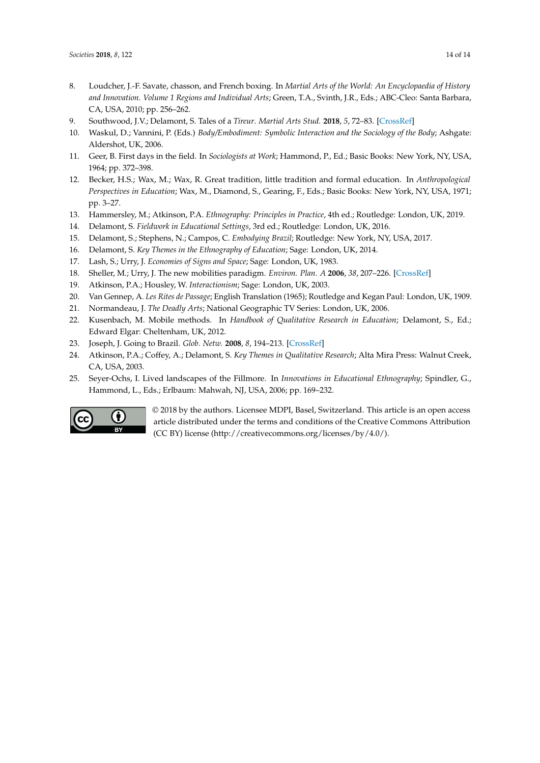8. Loudcher, J.-F. Savate, chasson, and French boxing. In *Martial Arts of the World: An Encyclopaedia of History and Innovation. Volume 1 Regions and Individual Arts*; Green, T.A., Svinth, J.R., Eds.; ABC-Cleo: Santa Barbara, CA, USA, 2010; pp. 256–262.
9. Southwood, J.V.; Delamont, S. Tales of a *Tireur*. *Martial Arts Stud.* **2018**, *5*, 72–83. [CrossRef]
10. Waskul, D.; Vannini, P. (Eds.) *Body/Embodiment: Symbolic Interaction and the Sociology of the Body*; Ashgate: Aldershot, UK, 2006.
11. Geer, B. First days in the field. In *Sociologists at Work*; Hammond, P., Ed.; Basic Books: New York, NY, USA, 1964; pp. 372–398.
12. Becker, H.S.; Wax, M.; Wax, R. Great tradition, little tradition and formal education. In *Anthropological Perspectives in Education*; Wax, M., Diamond, S., Gearing, F., Eds.; Basic Books: New York, NY, USA, 1971; pp. 3–27.
13. Hammersley, M.; Atkinson, P.A. *Ethnography: Principles in Practice*, 4th ed.; Routledge: London, UK, 2019.
14. Delamont, S. *Fieldwork in Educational Settings*, 3rd ed.; Routledge: London, UK, 2016.
15. Delamont, S.; Stephens, N.; Campos, C. *Embodying Brazil*; Routledge: New York, NY, USA, 2017.
16. Delamont, S. *Key Themes in the Ethnography of Education*; Sage: London, UK, 2014.
17. Lash, S.; Urry, J. *Economies of Signs and Space*; Sage: London, UK, 1983.
18. Sheller, M.; Urry, J. The new mobilities paradigm. *Environ. Plan. A* **2006**, *38*, 207–226. [CrossRef]
19. Atkinson, P.A.; Housley, W. *Interactionism*; Sage: London, UK, 2003.
20. Van Gennep, A. *Les Rites de Passage*; English Translation (1965); Routledge and Kegan Paul: London, UK, 1909.
21. Normandeau, J. *The Deadly Arts*; National Geographic TV Series: London, UK, 2006.
22. Kusenbach, M. Mobile methods. In *Handbook of Qualitative Research in Education*; Delamont, S., Ed.; Edward Elgar: Cheltenham, UK, 2012.
23. Joseph, J. Going to Brazil. *Glob. Netw.* **2008**, *8*, 194–213. [CrossRef]
24. Atkinson, P.A.; Coffey, A.; Delamont, S. *Key Themes in Qualitative Research*; Alta Mira Press: Walnut Creek, CA, USA, 2003.
25. Seyer-Ochs, I. Lived landscapes of the Fillmore. In *Innovations in Educational Ethnography*; Spindler, G., Hammond, L., Eds.; Erlbaum: Mahwah, NJ, USA, 2006; pp. 169–232.

© 2018 by the authors. Licensee MDPI, Basel, Switzerland. This article is an open access article distributed under the terms and conditions of the Creative Commons Attribution (CC BY) license (http://creativecommons.org/licenses/by/4.0/).